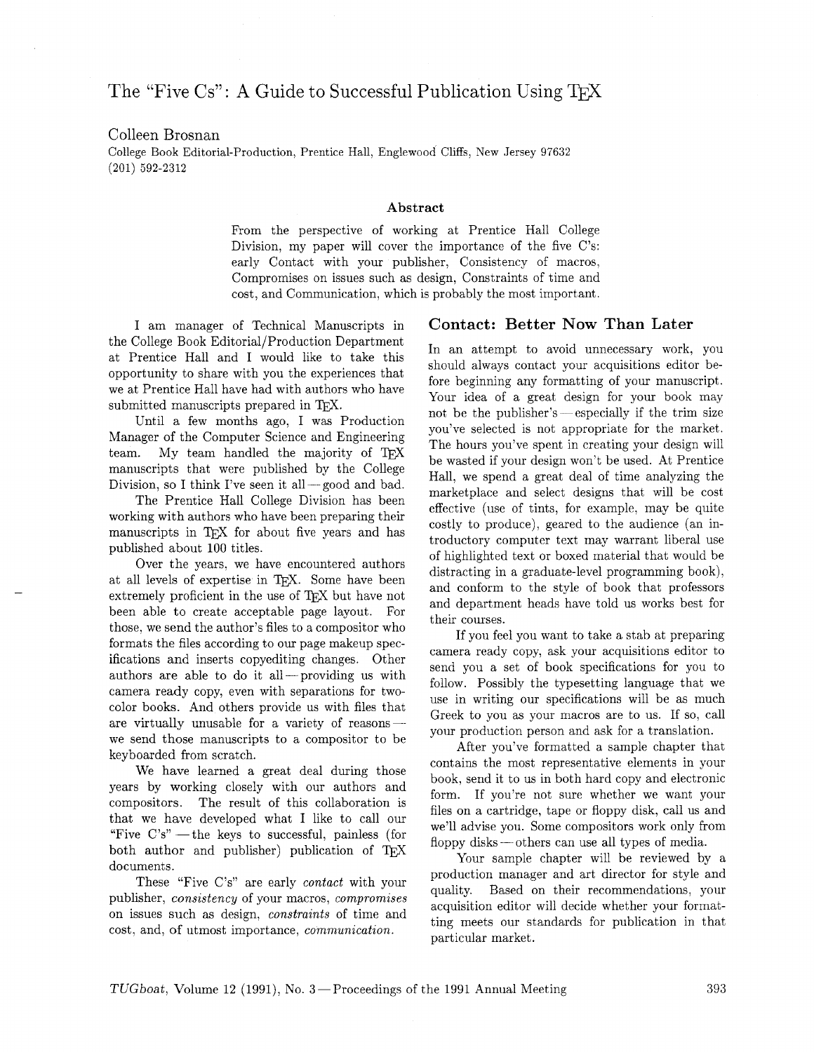# The "Five Cs": A Guide to Successful Publication Using TEX

Colleen Brosnan
College Book Editorial-Production, Prentice Hall, Englewood Cliffs, New Jersey 97632
(201) 592-2312

### Abstract

From the perspective of working at Prentice Hall College Division, my paper will cover the importance of the five C's: early Contact with your publisher, Consistency of macros, Compromises on issues such as design, Constraints of time and cost, and Communication, which is probably the most important.

I am manager of Technical Manuscripts in the College Book Editorial/Production Department at Prentice Hall and I would like to take this opportunity to share with you the experiences that we at Prentice Hall have had with authors who have submitted manuscripts prepared in TEX.

Until a few months ago, I was Production Manager of the Computer Science and Engineering team. My team handled the majority of TEX manuscripts that were published by the College Division, so I think I've seen it all — good and bad.

The Prentice Hall College Division has been working with authors who have been preparing their manuscripts in TEX for about five years and has published about 100 titles.

Over the years, we have encountered authors at all levels of expertise in TEX. Some have been extremely proficient in the use of TEX but have not been able to create acceptable page layout. For those, we send the author's files to a compositor who formats the files according to our page makeup specifications and inserts copyediting changes. Other authors are able to do it all — providing us with camera ready copy, even with separations for two-color books. And others provide us with files that are virtually unusable for a variety of reasons — we send those manuscripts to a compositor to be keyboarded from scratch.

We have learned a great deal during those years by working closely with our authors and compositors. The result of this collaboration is that we have developed what I like to call our "Five C's" — the keys to successful, painless (for both author and publisher) publication of TEX documents.

These "Five C's" are early *contact* with your publisher, *consistency* of your macros, *compromises* on issues such as design, *constraints* of time and cost, and, of utmost importance, *communication*.

## Contact: Better Now Than Later

In an attempt to avoid unnecessary work, you should always contact your acquisitions editor before beginning any formatting of your manuscript. Your idea of a great design for your book may not be the publisher's — especially if the trim size you've selected is not appropriate for the market. The hours you've spent in creating your design will be wasted if your design won't be used. At Prentice Hall, we spend a great deal of time analyzing the marketplace and select designs that will be cost effective (use of tints, for example, may be quite costly to produce), geared to the audience (an introductory computer text may warrant liberal use of highlighted text or boxed material that would be distracting in a graduate-level programming book), and conform to the style of book that professors and department heads have told us works best for their courses.

If you feel you want to take a stab at preparing camera ready copy, ask your acquisitions editor to send you a set of book specifications for you to follow. Possibly the typesetting language that we use in writing our specifications will be as much Greek to you as your macros are to us. If so, call your production person and ask for a translation.

After you've formatted a sample chapter that contains the most representative elements in your book, send it to us in both hard copy and electronic form. If you're not sure whether we want your files on a cartridge, tape or floppy disk, call us and we'll advise you. Some compositors work only from floppy disks — others can use all types of media.

Your sample chapter will be reviewed by a production manager and art director for style and quality. Based on their recommendations, your acquisition editor will decide whether your formatting meets our standards for publication in that particular market.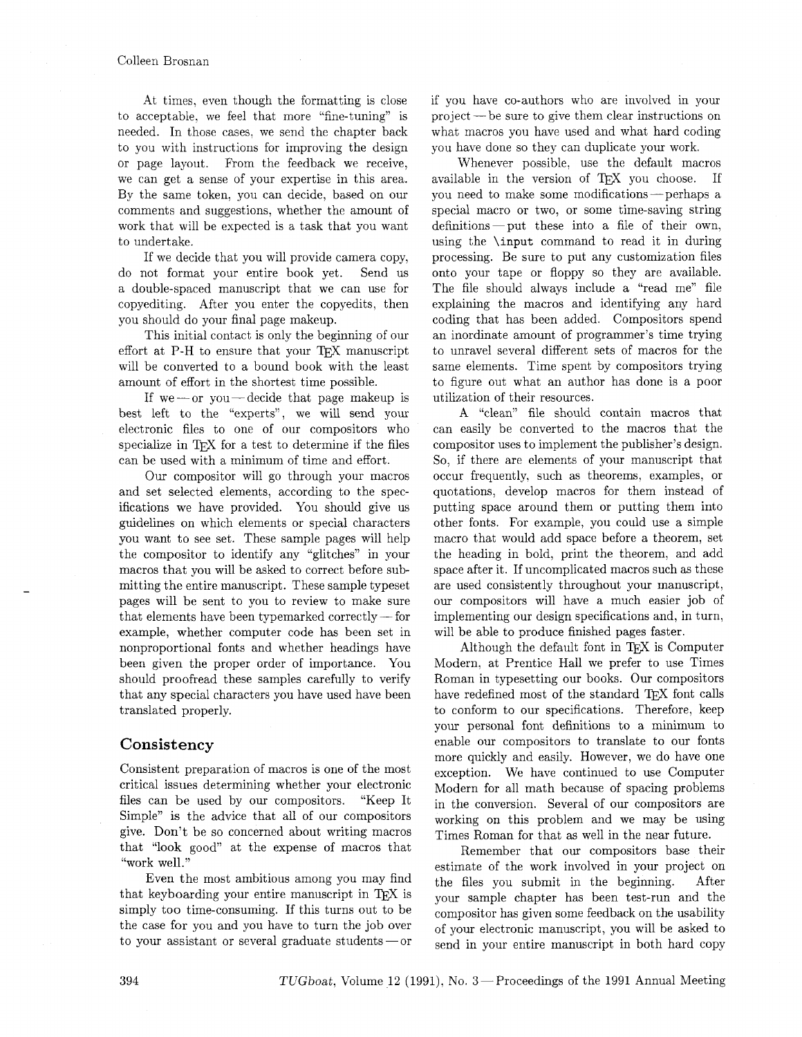At times, even though the formatting is close to acceptable, we feel that more "fine-tuning" is needed. In those cases, we send the chapter back to you with instructions for improving the design or page layout. From the feedback we receive, we can get a sense of your expertise in this area. By the same token, you can decide, based on our comments and suggestions, whether the amount of work that will be expected is a task that you want to undertake.

If we decide that you will provide camera copy, do not format your entire book yet. Send us a double-spaced manuscript that we can use for copyediting. After you enter the copyedits, then you should do your final page makeup.

This initial contact is only the beginning of our effort at P-H to ensure that your TeX manuscript will be converted to a bound book with the least amount of effort in the shortest time possible.

If we — or you — decide that page makeup is best left to the "experts", we will send your electronic files to one of our compositors who specialize in TeX for a test to determine if the files can be used with a minimum of time and effort.

Our compositor will go through your macros and set selected elements, according to the specifications we have provided. You should give us guidelines on which elements or special characters you want to see set. These sample pages will help the compositor to identify any "glitches" in your macros that you will be asked to correct before submitting the entire manuscript. These sample typeset pages will be sent to you to review to make sure that elements have been typemarked correctly — for example, whether computer code has been set in nonproportional fonts and whether headings have been given the proper order of importance. You should proofread these samples carefully to verify that any special characters you have used have been translated properly.

## Consistency

Consistent preparation of macros is one of the most critical issues determining whether your electronic files can be used by our compositors. "Keep It Simple" is the advice that all of our compositors give. Don't be so concerned about writing macros that "look good" at the expense of macros that "work well."

Even the most ambitious among you may find that keyboarding your entire manuscript in TeX is simply too time-consuming. If this turns out to be the case for you and you have to turn the job over to your assistant or several graduate students — or if you have co-authors who are involved in your project — be sure to give them clear instructions on what macros you have used and what hard coding you have done so they can duplicate your work.

Whenever possible, use the default macros available in the version of TeX you choose. If you need to make some modifications — perhaps a special macro or two, or some time-saving string definitions — put these into a file of their own, using the `\input` command to read it in during processing. Be sure to put any customization files onto your tape or floppy so they are available. The file should always include a "read me" file explaining the macros and identifying any hard coding that has been added. Compositors spend an inordinate amount of programmer's time trying to unravel several different sets of macros for the same elements. Time spent by compositors trying to figure out what an author has done is a poor utilization of their resources.

A "clean" file should contain macros that can easily be converted to the macros that the compositor uses to implement the publisher's design. So, if there are elements of your manuscript that occur frequently, such as theorems, examples, or quotations, develop macros for them instead of putting space around them or putting them into other fonts. For example, you could use a simple macro that would add space before a theorem, set the heading in bold, print the theorem, and add space after it. If uncomplicated macros such as these are used consistently throughout your manuscript, our compositors will have a much easier job of implementing our design specifications and, in turn, will be able to produce finished pages faster.

Although the default font in TeX is Computer Modern, at Prentice Hall we prefer to use Times Roman in typesetting our books. Our compositors have redefined most of the standard TeX font calls to conform to our specifications. Therefore, keep your personal font definitions to a minimum to enable our compositors to translate to our fonts more quickly and easily. However, we do have one exception. We have continued to use Computer Modern for all math because of spacing problems in the conversion. Several of our compositors are working on this problem and we may be using Times Roman for that as well in the near future.

Remember that our compositors base their estimate of the work involved in your project on the files you submit in the beginning. After your sample chapter has been test-run and the compositor has given some feedback on the usability of your electronic manuscript, you will be asked to send in your entire manuscript in both hard copy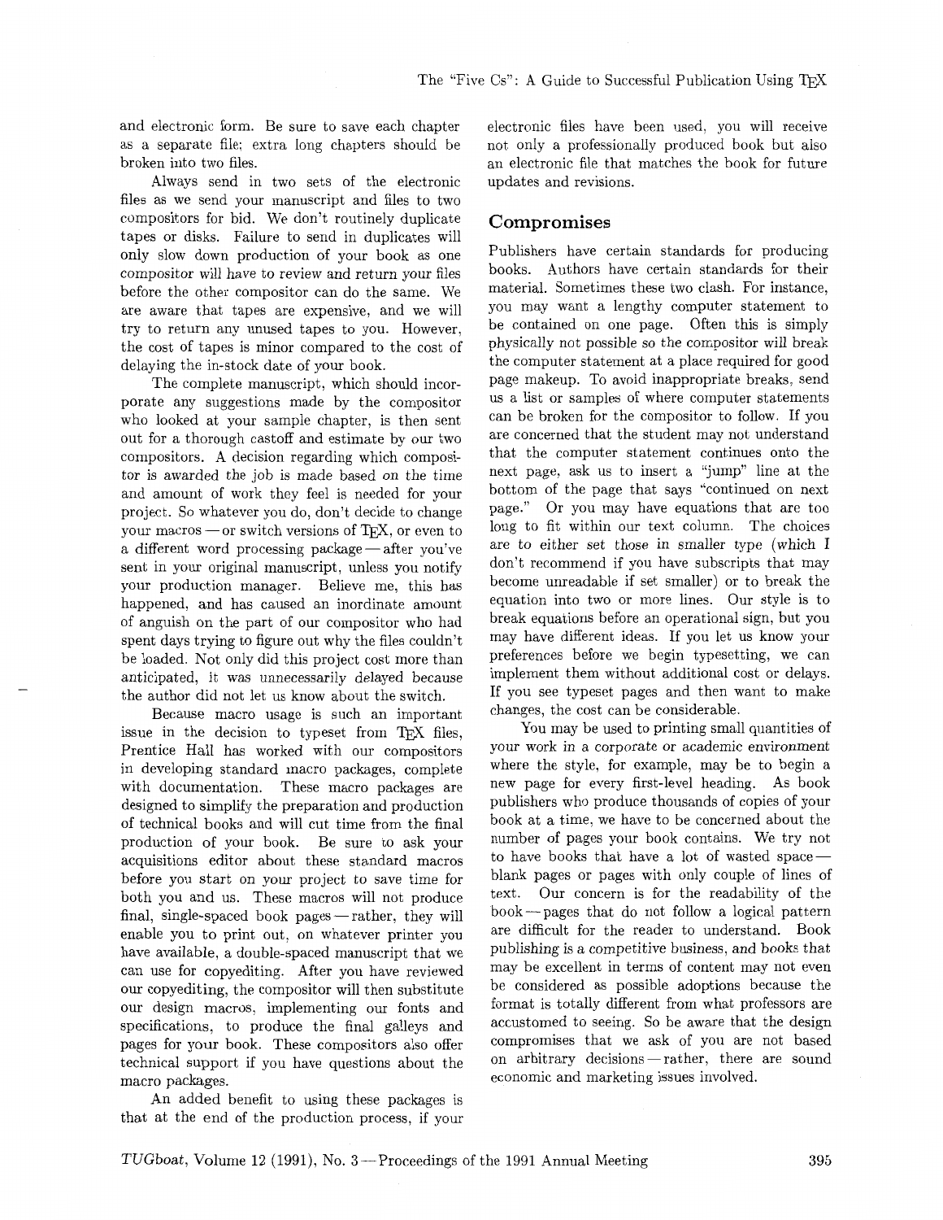and electronic form. Be sure to save each chapter as a separate file; extra long chapters should be broken into two files.

Always send in two sets of the electronic files as we send your manuscript and files to two compositors for bid. We don't routinely duplicate tapes or disks. Failure to send in duplicates will only slow down production of your book as one compositor will have to review and return your files before the other compositor can do the same. We are aware that tapes are expensive, and we will try to return any unused tapes to you. However, the cost of tapes is minor compared to the cost of delaying the in-stock date of your book.

The complete manuscript, which should incorporate any suggestions made by the compositor who looked at your sample chapter, is then sent out for a thorough castoff and estimate by our two compositors. A decision regarding which compositor is awarded the job is made based on the time and amount of work they feel is needed for your project. So whatever you do, don't decide to change your macros — or switch versions of TEX, or even to a different word processing package — after you've sent in your original manuscript, unless you notify your production manager. Believe me, this has happened, and has caused an inordinate amount of anguish on the part of our compositor who had spent days trying to figure out why the files couldn't be loaded. Not only did this project cost more than anticipated, it was unnecessarily delayed because the author did not let us know about the switch.

Because macro usage is such an important issue in the decision to typeset from TEX files, Prentice Hall has worked with our compositors in developing standard macro packages, complete with documentation. These macro packages are designed to simplify the preparation and production of technical books and will cut time from the final production of your book. Be sure to ask your acquisitions editor about these standard macros before you start on your project to save time for both you and us. These macros will not produce final, single-spaced book pages — rather, they will enable you to print out, on whatever printer you have available, a double-spaced manuscript that we can use for copyediting. After you have reviewed our copyediting, the compositor will then substitute our design macros, implementing our fonts and specifications, to produce the final galleys and pages for your book. These compositors also offer technical support if you have questions about the macro packages.

An added benefit to using these packages is that at the end of the production process, if your electronic files have been used, you will receive not only a professionally produced book but also an electronic file that matches the book for future updates and revisions.

## Compromises

Publishers have certain standards for producing books. Authors have certain standards for their material. Sometimes these two clash. For instance, you may want a lengthy computer statement to be contained on one page. Often this is simply physically not possible so the compositor will break the computer statement at a place required for good page makeup. To avoid inappropriate breaks, send us a list or samples of where computer statements can be broken for the compositor to follow. If you are concerned that the student may not understand that the computer statement continues onto the next page, ask us to insert a "jump" line at the bottom of the page that says "continued on next page." Or you may have equations that are too long to fit within our text column. The choices are to either set those in smaller type (which I don't recommend if you have subscripts that may become unreadable if set smaller) or to break the equation into two or more lines. Our style is to break equations before an operational sign, but you may have different ideas. If you let us know your preferences before we begin typesetting, we can implement them without additional cost or delays. If you see typeset pages and then want to make changes, the cost can be considerable.

You may be used to printing small quantities of your work in a corporate or academic environment where the style, for example, may be to begin a new page for every first-level heading. As book publishers who produce thousands of copies of your book at a time, we have to be concerned about the number of pages your book contains. We try not to have books that have a lot of wasted space — blank pages or pages with only couple of lines of text. Our concern is for the readability of the book — pages that do not follow a logical pattern are difficult for the reader to understand. Book publishing is a competitive business, and books that may be excellent in terms of content may not even be considered as possible adoptions because the format is totally different from what professors are accustomed to seeing. So be aware that the design compromises that we ask of you are not based on arbitrary decisions — rather, there are sound economic and marketing issues involved.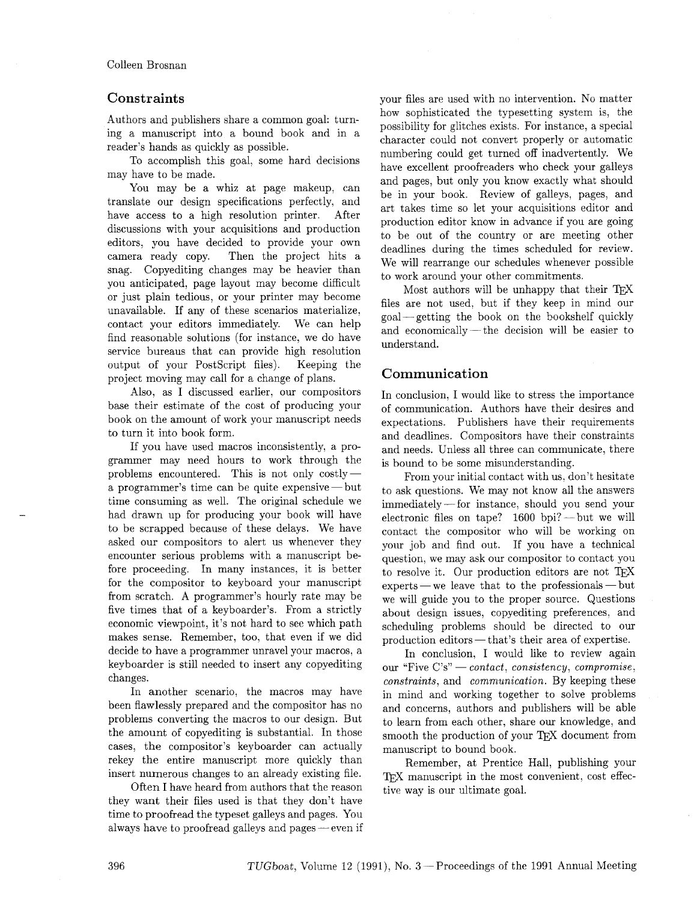## Constraints

Authors and publishers share a common goal: turning a manuscript into a bound book and in a reader's hands as quickly as possible.

To accomplish this goal, some hard decisions may have to be made.

You may be a whiz at page makeup, can translate our design specifications perfectly, and have access to a high resolution printer. After discussions with your acquisitions and production editors, you have decided to provide your own camera ready copy. Then the project hits a snag. Copyediting changes may be heavier than you anticipated, page layout may become difficult or just plain tedious, or your printer may become unavailable. If any of these scenarios materialize, contact your editors immediately. We can help find reasonable solutions (for instance, we do have service bureaus that can provide high resolution output of your PostScript files). Keeping the project moving may call for a change of plans.

Also, as I discussed earlier, our compositors base their estimate of the cost of producing your book on the amount of work your manuscript needs to turn it into book form.

If you have used macros inconsistently, a programmer may need hours to work through the problems encountered. This is not only costly — a programmer's time can be quite expensive — but time consuming as well. The original schedule we had drawn up for producing your book will have to be scrapped because of these delays. We have asked our compositors to alert us whenever they encounter serious problems with a manuscript before proceeding. In many instances, it is better for the compositor to keyboard your manuscript from scratch. A programmer's hourly rate may be five times that of a keyboarder's. From a strictly economic viewpoint, it's not hard to see which path makes sense. Remember, too, that even if we did decide to have a programmer unravel your macros, a keyboarder is still needed to insert any copyediting changes.

In another scenario, the macros may have been flawlessly prepared and the compositor has no problems converting the macros to our design. But the amount of copyediting is substantial. In those cases, the compositor's keyboarder can actually rekey the entire manuscript more quickly than insert numerous changes to an already existing file.

Often I have heard from authors that the reason they want their files used is that they don't have time to proofread the typeset galleys and pages. You always have to proofread galleys and pages — even if your files are used with no intervention. No matter how sophisticated the typesetting system is, the possibility for glitches exists. For instance, a special character could not convert properly or automatic numbering could get turned off inadvertently. We have excellent proofreaders who check your galleys and pages, but only you know exactly what should be in your book. Review of galleys, pages, and art takes time so let your acquisitions editor and production editor know in advance if you are going to be out of the country or are meeting other deadlines during the times scheduled for review. We will rearrange our schedules whenever possible to work around your other commitments.

Most authors will be unhappy that their TeX files are not used, but if they keep in mind our goal — getting the book on the bookshelf quickly and economically — the decision will be easier to understand.

## Communication

In conclusion, I would like to stress the importance of communication. Authors have their desires and expectations. Publishers have their requirements and deadlines. Compositors have their constraints and needs. Unless all three can communicate, there is bound to be some misunderstanding.

From your initial contact with us, don't hesitate to ask questions. We may not know all the answers immediately — for instance, should you send your electronic files on tape? 1600 bpi? — but we will contact the compositor who will be working on your job and find out. If you have a technical question, we may ask our compositor to contact you to resolve it. Our production editors are not TeX experts — we leave that to the professionals — but we will guide you to the proper source. Questions about design issues, copyediting preferences, and scheduling problems should be directed to our production editors — that's their area of expertise.

In conclusion, I would like to review again our "Five C's" — *contact*, *consistency*, *compromise*, *constraints*, and *communication*. By keeping these in mind and working together to solve problems and concerns, authors and publishers will be able to learn from each other, share our knowledge, and smooth the production of your TeX document from manuscript to bound book.

Remember, at Prentice Hall, publishing your TeX manuscript in the most convenient, cost effective way is our ultimate goal.